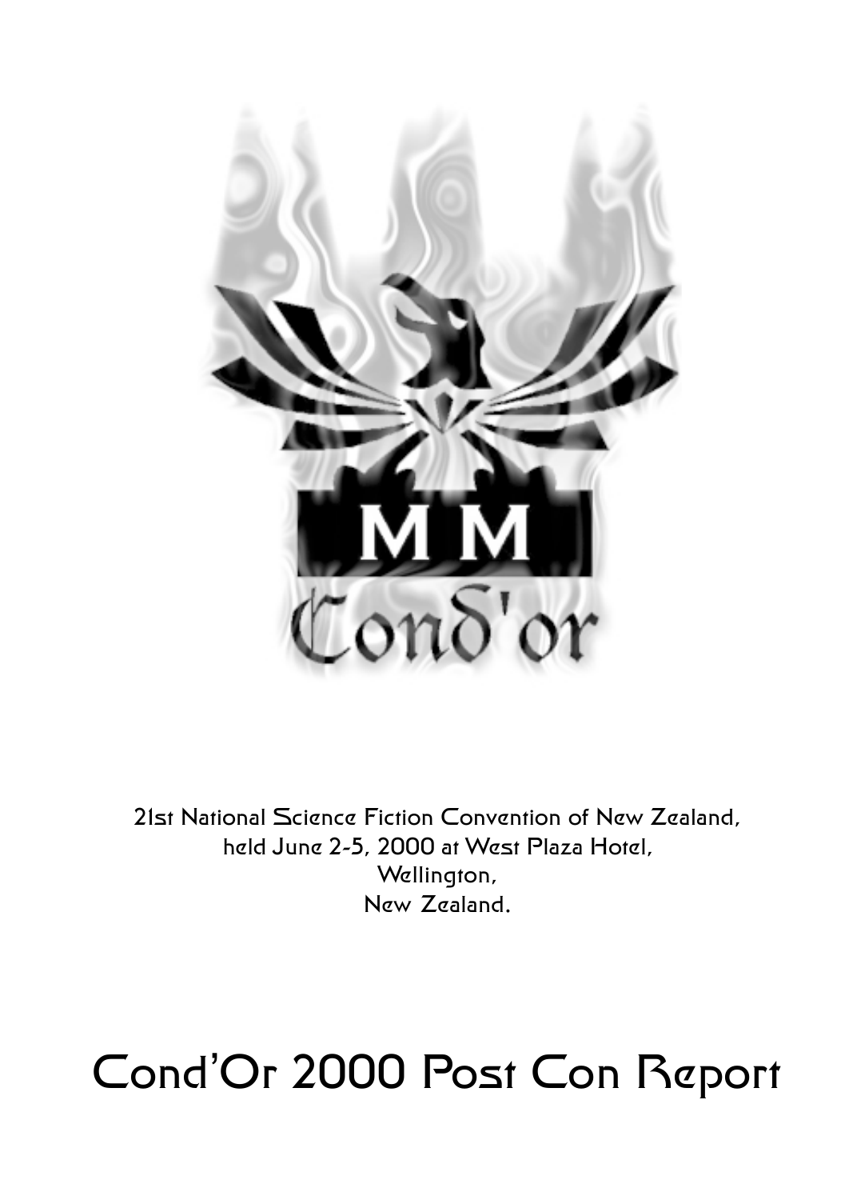MM

Cond'or

21st National Science Fiction Convention of New Zealand,
held June 2-5, 2000 at West Plaza Hotel,
Wellington,
New Zealand.

# Cond'Or 2000 Post Con Report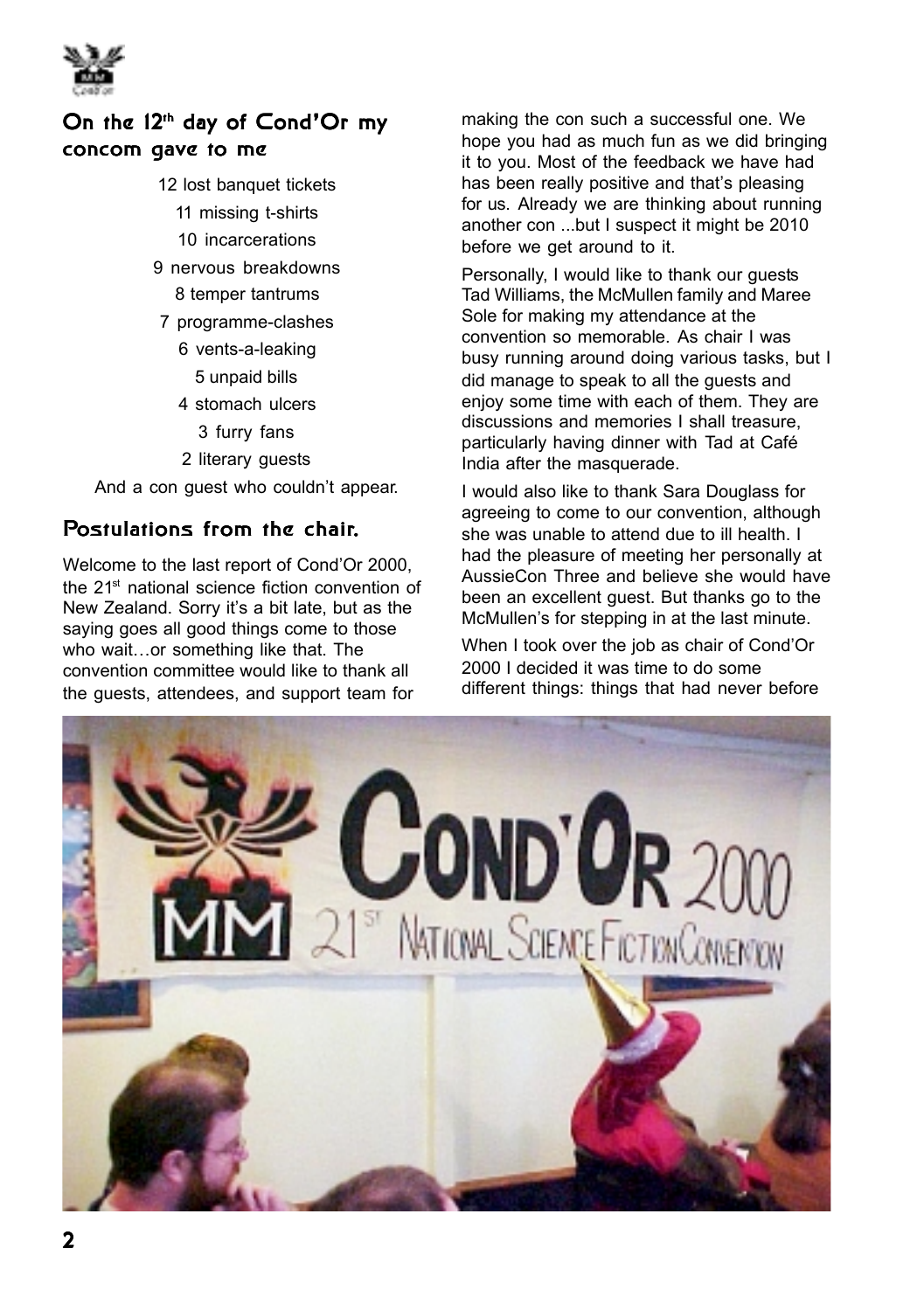## On the 12th day of Cond'Or my concom gave to me

12 lost banquet tickets
11 missing t-shirts
10 incarcerations
9 nervous breakdowns
8 temper tantrums
7 programme-clashes
6 vents-a-leaking
5 unpaid bills
4 stomach ulcers
3 furry fans
2 literary guests
And a con guest who couldn't appear.

## Postulations from the chair.

Welcome to the last report of Cond'Or 2000, the 21st national science fiction convention of New Zealand. Sorry it's a bit late, but as the saying goes all good things come to those who wait…or something like that. The convention committee would like to thank all the guests, attendees, and support team for making the con such a successful one. We hope you had as much fun as we did bringing it to you. Most of the feedback we have had has been really positive and that's pleasing for us. Already we are thinking about running another con ...but I suspect it might be 2010 before we get around to it.

Personally, I would like to thank our guests Tad Williams, the McMullen family and Maree Sole for making my attendance at the convention so memorable. As chair I was busy running around doing various tasks, but I did manage to speak to all the guests and enjoy some time with each of them. They are discussions and memories I shall treasure, particularly having dinner with Tad at Café India after the masquerade.

I would also like to thank Sara Douglass for agreeing to come to our convention, although she was unable to attend due to ill health. I had the pleasure of meeting her personally at AussieCon Three and believe she would have been an excellent guest. But thanks go to the McMullen's for stepping in at the last minute.

When I took over the job as chair of Cond'Or 2000 I decided it was time to do some different things: things that had never before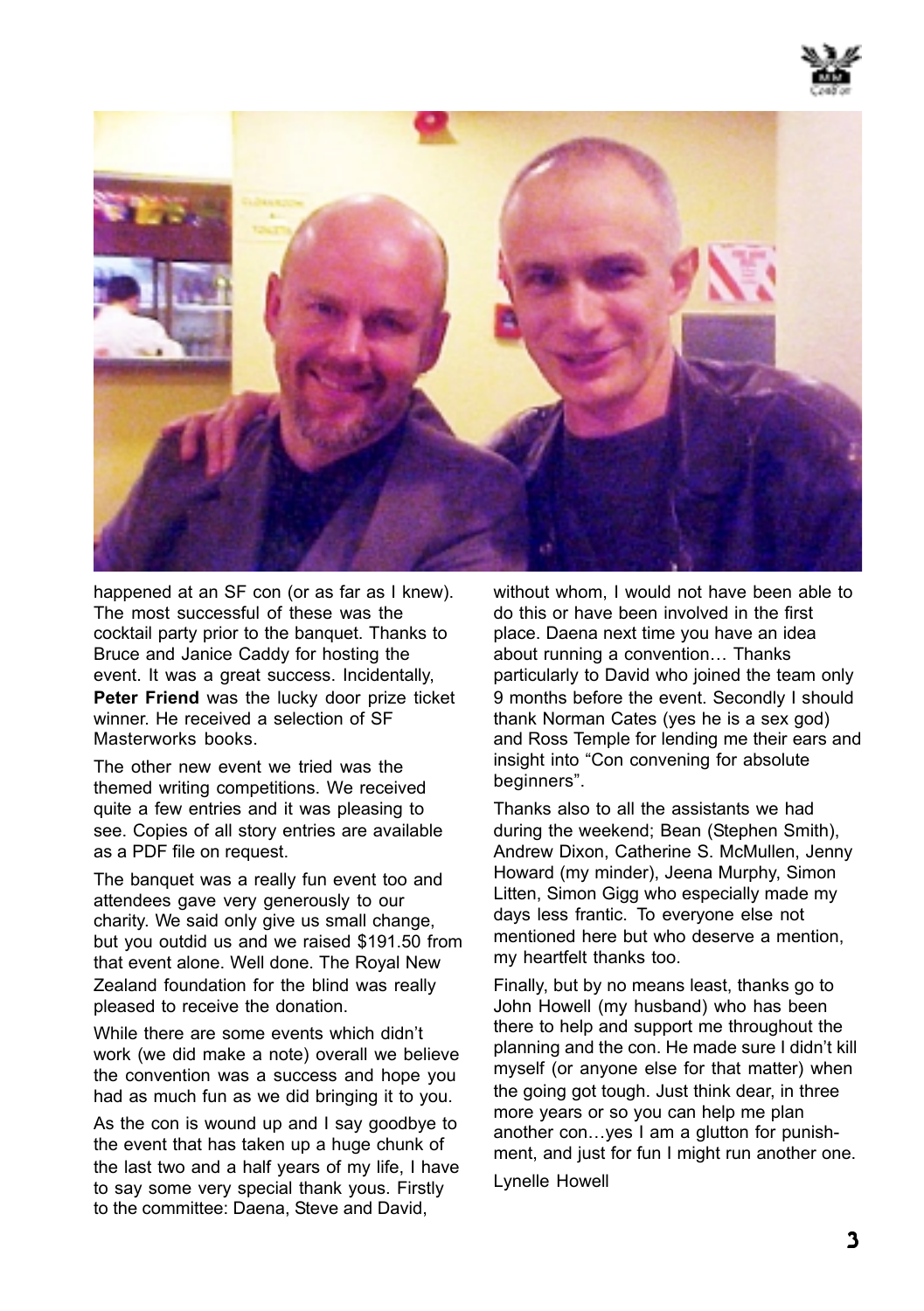happened at an SF con (or as far as I knew). The most successful of these was the cocktail party prior to the banquet. Thanks to Bruce and Janice Caddy for hosting the event. It was a great success. Incidentally, **Peter Friend** was the lucky door prize ticket winner. He received a selection of SF Masterworks books.

The other new event we tried was the themed writing competitions. We received quite a few entries and it was pleasing to see. Copies of all story entries are available as a PDF file on request.

The banquet was a really fun event too and attendees gave very generously to our charity. We said only give us small change, but you outdid us and we raised $191.50 from that event alone. Well done. The Royal New Zealand foundation for the blind was really pleased to receive the donation.

While there are some events which didn't work (we did make a note) overall we believe the convention was a success and hope you had as much fun as we did bringing it to you.

As the con is wound up and I say goodbye to the event that has taken up a huge chunk of the last two and a half years of my life, I have to say some very special thank yous. Firstly to the committee: Daena, Steve and David, without whom, I would not have been able to do this or have been involved in the first place. Daena next time you have an idea about running a convention… Thanks particularly to David who joined the team only 9 months before the event. Secondly I should thank Norman Cates (yes he is a sex god) and Ross Temple for lending me their ears and insight into "Con convening for absolute beginners".

Thanks also to all the assistants we had during the weekend; Bean (Stephen Smith), Andrew Dixon, Catherine S. McMullen, Jenny Howard (my minder), Jeena Murphy, Simon Litten, Simon Gigg who especially made my days less frantic. To everyone else not mentioned here but who deserve a mention, my heartfelt thanks too.

Finally, but by no means least, thanks go to John Howell (my husband) who has been there to help and support me throughout the planning and the con. He made sure I didn't kill myself (or anyone else for that matter) when the going got tough. Just think dear, in three more years or so you can help me plan another con…yes I am a glutton for punishment, and just for fun I might run another one.

Lynelle Howell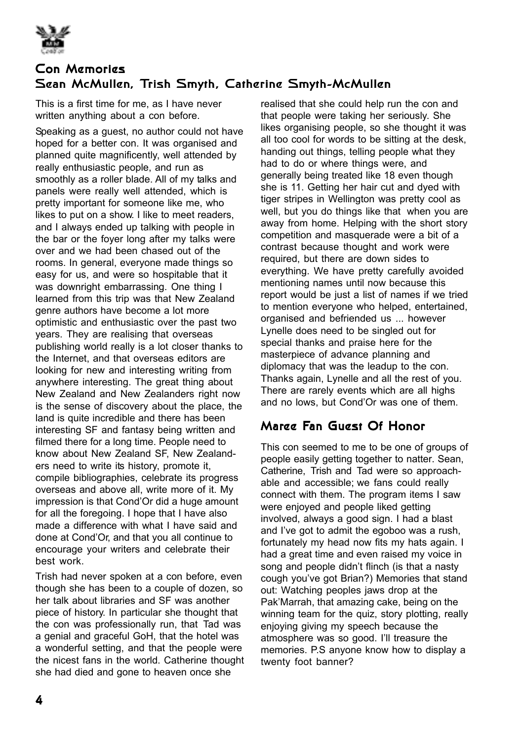## Con Memories

### Sean McMullen, Trish Smyth, Catherine Smyth-McMullen

This is a first time for me, as I have never written anything about a con before.

Speaking as a guest, no author could not have hoped for a better con. It was organised and planned quite magnificently, well attended by really enthusiastic people, and run as smoothly as a roller blade. All of my talks and panels were really well attended, which is pretty important for someone like me, who likes to put on a show. I like to meet readers, and I always ended up talking with people in the bar or the foyer long after my talks were over and we had been chased out of the rooms. In general, everyone made things so easy for us, and were so hospitable that it was downright embarrassing. One thing I learned from this trip was that New Zealand genre authors have become a lot more optimistic and enthusiastic over the past two years. They are realising that overseas publishing world really is a lot closer thanks to the Internet, and that overseas editors are looking for new and interesting writing from anywhere interesting. The great thing about New Zealand and New Zealanders right now is the sense of discovery about the place, the land is quite incredible and there has been interesting SF and fantasy being written and filmed there for a long time. People need to know about New Zealand SF, New Zealanders need to write its history, promote it, compile bibliographies, celebrate its progress overseas and above all, write more of it. My impression is that Cond'Or did a huge amount for all the foregoing. I hope that I have also made a difference with what I have said and done at Cond'Or, and that you all continue to encourage your writers and celebrate their best work.

Trish had never spoken at a con before, even though she has been to a couple of dozen, so her talk about libraries and SF was another piece of history. In particular she thought that the con was professionally run, that Tad was a genial and graceful GoH, that the hotel was a wonderful setting, and that the people were the nicest fans in the world. Catherine thought she had died and gone to heaven once she realised that she could help run the con and that people were taking her seriously. She likes organising people, so she thought it was all too cool for words to be sitting at the desk, handing out things, telling people what they had to do or where things were, and generally being treated like 18 even though she is 11. Getting her hair cut and dyed with tiger stripes in Wellington was pretty cool as well, but you do things like that when you are away from home. Helping with the short story competition and masquerade were a bit of a contrast because thought and work were required, but there are down sides to everything. We have pretty carefully avoided mentioning names until now because this report would be just a list of names if we tried to mention everyone who helped, entertained, organised and befriended us ... however Lynelle does need to be singled out for special thanks and praise here for the masterpiece of advance planning and diplomacy that was the leadup to the con. Thanks again, Lynelle and all the rest of you. There are rarely events which are all highs and no lows, but Cond'Or was one of them.

## Maree Fan Guest Of Honor

This con seemed to me to be one of groups of people easily getting together to natter. Sean, Catherine, Trish and Tad were so approachable and accessible; we fans could really connect with them. The program items I saw were enjoyed and people liked getting involved, always a good sign. I had a blast and I've got to admit the egoboo was a rush, fortunately my head now fits my hats again. I had a great time and even raised my voice in song and people didn't flinch (is that a nasty cough you've got Brian?) Memories that stand out: Watching peoples jaws drop at the Pak'Marrah, that amazing cake, being on the winning team for the quiz, story plotting, really enjoying giving my speech because the atmosphere was so good. I'll treasure the memories. P.S anyone know how to display a twenty foot banner?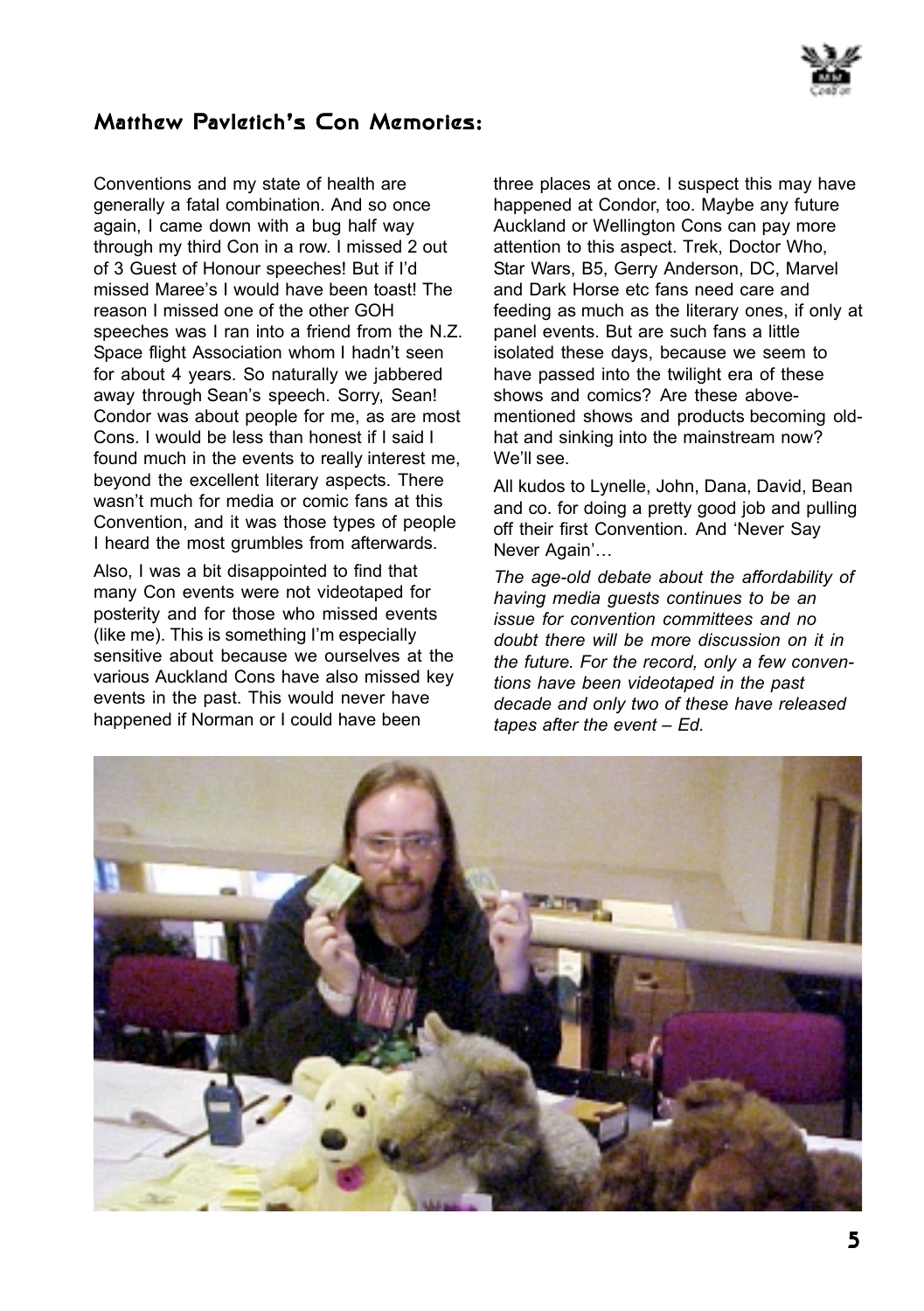## Matthew Pavletich's Con Memories:

Conventions and my state of health are generally a fatal combination. And so once again, I came down with a bug half way through my third Con in a row. I missed 2 out of 3 Guest of Honour speeches! But if I'd missed Maree's I would have been toast! The reason I missed one of the other GOH speeches was I ran into a friend from the N.Z. Space flight Association whom I hadn't seen for about 4 years. So naturally we jabbered away through Sean's speech. Sorry, Sean! Condor was about people for me, as are most Cons. I would be less than honest if I said I found much in the events to really interest me, beyond the excellent literary aspects. There wasn't much for media or comic fans at this Convention, and it was those types of people I heard the most grumbles from afterwards.

Also, I was a bit disappointed to find that many Con events were not videotaped for posterity and for those who missed events (like me). This is something I'm especially sensitive about because we ourselves at the various Auckland Cons have also missed key events in the past. This would never have happened if Norman or I could have been three places at once. I suspect this may have happened at Condor, too. Maybe any future Auckland or Wellington Cons can pay more attention to this aspect. Trek, Doctor Who, Star Wars, B5, Gerry Anderson, DC, Marvel and Dark Horse etc fans need care and feeding as much as the literary ones, if only at panel events. But are such fans a little isolated these days, because we seem to have passed into the twilight era of these shows and comics? Are these above-mentioned shows and products becoming old-hat and sinking into the mainstream now? We'll see.

All kudos to Lynelle, John, Dana, David, Bean and co. for doing a pretty good job and pulling off their first Convention. And 'Never Say Never Again'…

*The age-old debate about the affordability of having media guests continues to be an issue for convention committees and no doubt there will be more discussion on it in the future. For the record, only a few conventions have been videotaped in the past decade and only two of these have released tapes after the event – Ed.*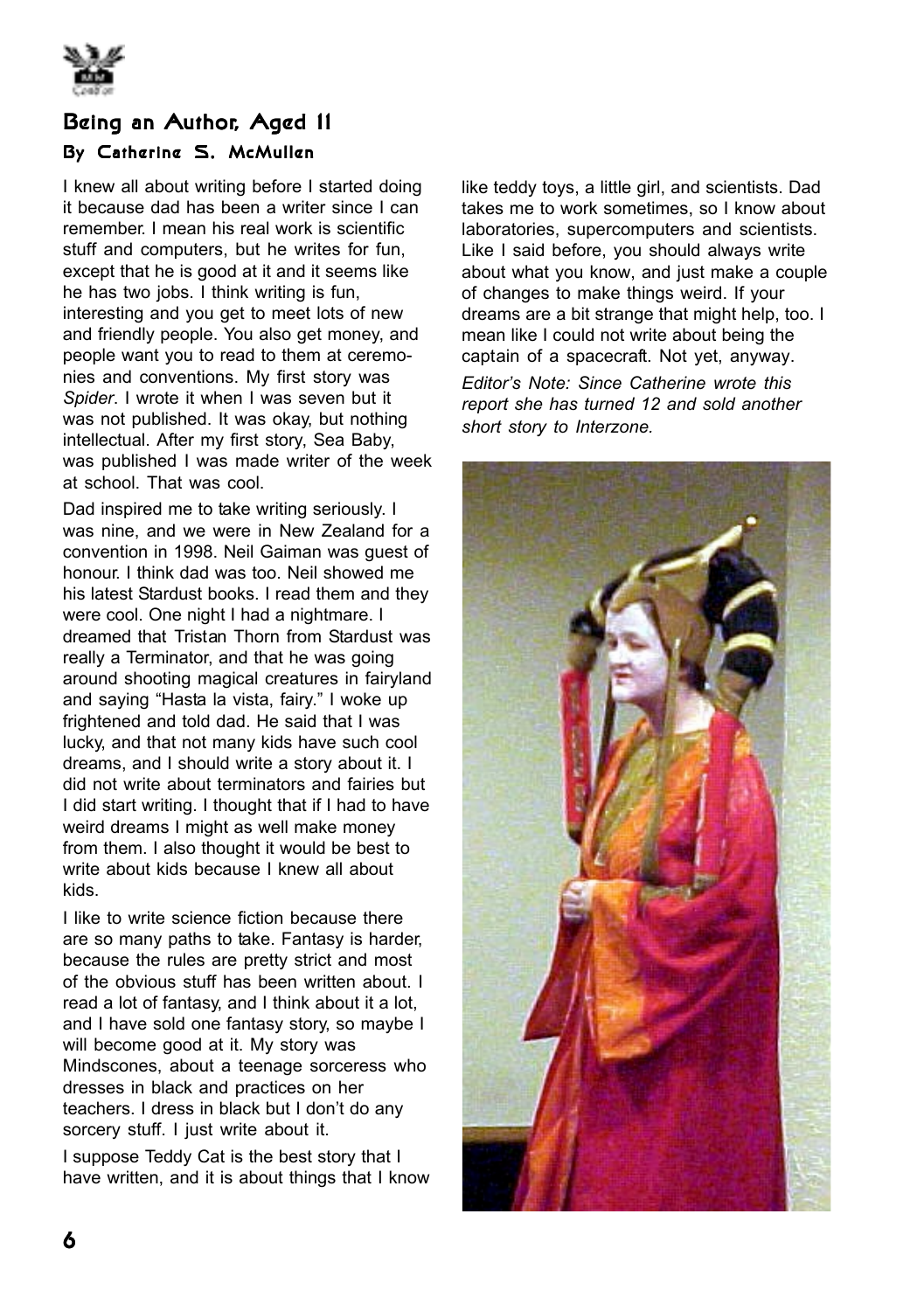## Being an Author, Aged 11

### By Catherine S. McMullen

I knew all about writing before I started doing it because dad has been a writer since I can remember. I mean his real work is scientific stuff and computers, but he writes for fun, except that he is good at it and it seems like he has two jobs. I think writing is fun, interesting and you get to meet lots of new and friendly people. You also get money, and people want you to read to them at ceremonies and conventions. My first story was *Spider*. I wrote it when I was seven but it was not published. It was okay, but nothing intellectual. After my first story, Sea Baby, was published I was made writer of the week at school. That was cool.

Dad inspired me to take writing seriously. I was nine, and we were in New Zealand for a convention in 1998. Neil Gaiman was guest of honour. I think dad was too. Neil showed me his latest Stardust books. I read them and they were cool. One night I had a nightmare. I dreamed that Tristan Thorn from Stardust was really a Terminator, and that he was going around shooting magical creatures in fairyland and saying "Hasta la vista, fairy." I woke up frightened and told dad. He said that I was lucky, and that not many kids have such cool dreams, and I should write a story about it. I did not write about terminators and fairies but I did start writing. I thought that if I had to have weird dreams I might as well make money from them. I also thought it would be best to write about kids because I knew all about kids.

I like to write science fiction because there are so many paths to take. Fantasy is harder, because the rules are pretty strict and most of the obvious stuff has been written about. I read a lot of fantasy, and I think about it a lot, and I have sold one fantasy story, so maybe I will become good at it. My story was Mindscones, about a teenage sorceress who dresses in black and practices on her teachers. I dress in black but I don't do any sorcery stuff. I just write about it.

I suppose Teddy Cat is the best story that I have written, and it is about things that I know like teddy toys, a little girl, and scientists. Dad takes me to work sometimes, so I know about laboratories, supercomputers and scientists. Like I said before, you should always write about what you know, and just make a couple of changes to make things weird. If your dreams are a bit strange that might help, too. I mean like I could not write about being the captain of a spacecraft. Not yet, anyway.

*Editor's Note: Since Catherine wrote this report she has turned 12 and sold another short story to Interzone.*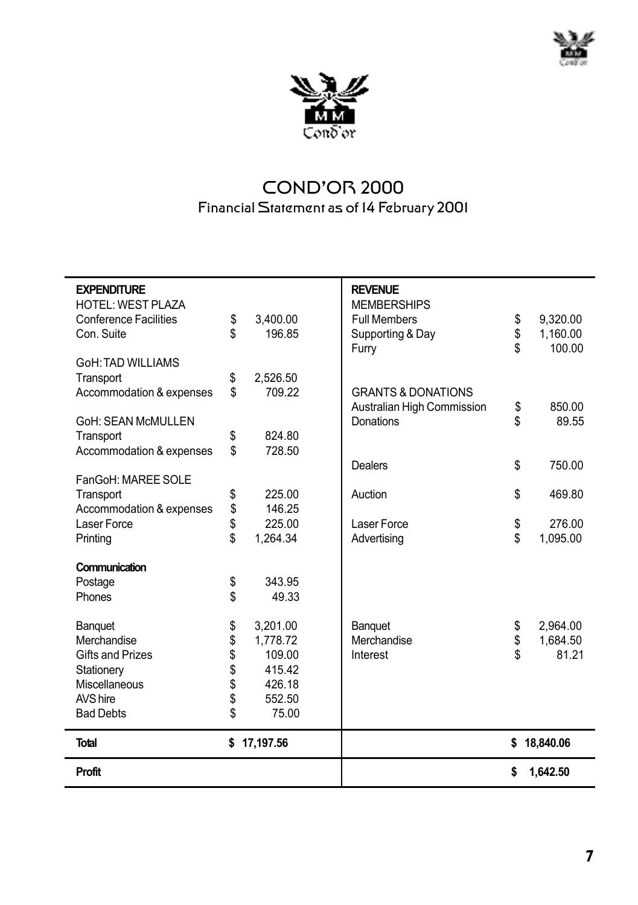# COND'OR 2000

## Financial Statement as of 14 February 2001

| **EXPENDITURE** | | **REVENUE** | |
|---|---|---|---|
| HOTEL: WEST PLAZA | | MEMBERSHIPS | |
| Conference Facilities | $ 3,400.00 | Full Members | $ 9,320.00 |
| Con. Suite | $ 196.85 | Supporting & Day | $ 1,160.00 |
| | | Furry | $ 100.00 |
| GoH: TAD WILLIAMS | | | |
| Transport | $ 2,526.50 | | |
| Accommodation & expenses | $ 709.22 | GRANTS & DONATIONS | |
| | | Australian High Commission | $ 850.00 |
| GoH: SEAN McMULLEN | | Donations | $ 89.55 |
| Transport | $ 824.80 | | |
| Accommodation & expenses | $ 728.50 | | |
| | | Dealers | $ 750.00 |
| FanGoH: MAREE SOLE | | | |
| Transport | $ 225.00 | Auction | $ 469.80 |
| Accommodation & expenses | $ 146.25 | | |
| Laser Force | $ 225.00 | Laser Force | $ 276.00 |
| Printing | $ 1,264.34 | Advertising | $ 1,095.00 |
| **Communication** | | | |
| Postage | $ 343.95 | | |
| Phones | $ 49.33 | | |
| Banquet | $ 3,201.00 | Banquet | $ 2,964.00 |
| Merchandise | $ 1,778.72 | Merchandise | $ 1,684.50 |
| Gifts and Prizes | $ 109.00 | Interest | $ 81.21 |
| Stationery | $ 415.42 | | |
| Miscellaneous | $ 426.18 | | |
| AVS hire | $ 552.50 | | |
| Bad Debts | $ 75.00 | | |
| **Total** | **$ 17,197.56** | | **$ 18,840.06** |
| **Profit** | | | **$ 1,642.50** |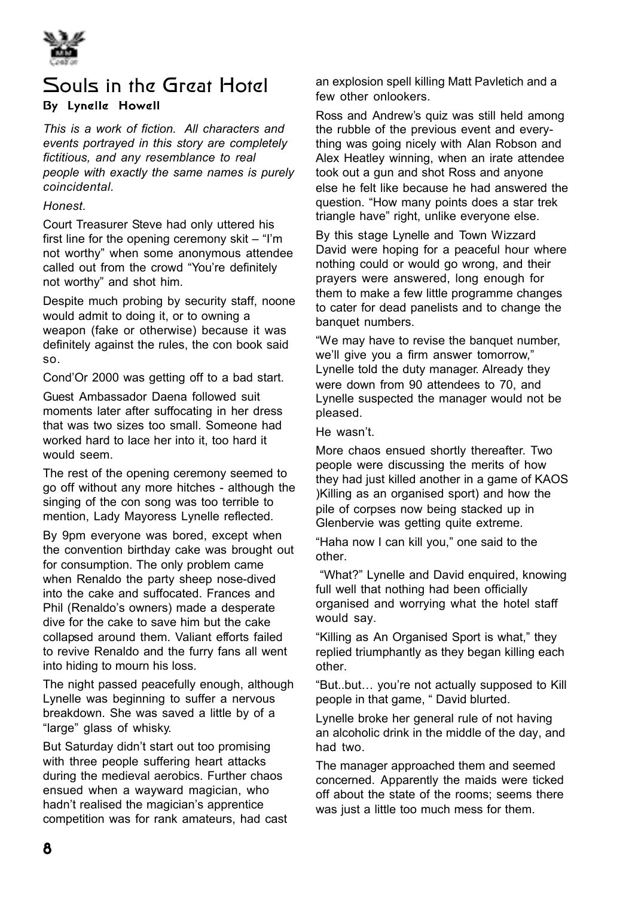# Souls in the Great Hotel

### By Lynelle Howell

*This is a work of fiction. All characters and events portrayed in this story are completely fictitious, and any resemblance to real people with exactly the same names is purely coincidental.*

*Honest.*

Court Treasurer Steve had only uttered his first line for the opening ceremony skit – "I'm not worthy" when some anonymous attendee called out from the crowd "You're definitely not worthy" and shot him.

Despite much probing by security staff, noone would admit to doing it, or to owning a weapon (fake or otherwise) because it was definitely against the rules, the con book said so.

Cond'Or 2000 was getting off to a bad start.

Guest Ambassador Daena followed suit moments later after suffocating in her dress that was two sizes too small. Someone had worked hard to lace her into it, too hard it would seem.

The rest of the opening ceremony seemed to go off without any more hitches - although the singing of the con song was too terrible to mention, Lady Mayoress Lynelle reflected.

By 9pm everyone was bored, except when the convention birthday cake was brought out for consumption. The only problem came when Renaldo the party sheep nose-dived into the cake and suffocated. Frances and Phil (Renaldo's owners) made a desperate dive for the cake to save him but the cake collapsed around them. Valiant efforts failed to revive Renaldo and the furry fans all went into hiding to mourn his loss.

The night passed peacefully enough, although Lynelle was beginning to suffer a nervous breakdown. She was saved a little by of a "large" glass of whisky.

But Saturday didn't start out too promising with three people suffering heart attacks during the medieval aerobics. Further chaos ensued when a wayward magician, who hadn't realised the magician's apprentice competition was for rank amateurs, had cast an explosion spell killing Matt Pavletich and a few other onlookers.

Ross and Andrew's quiz was still held among the rubble of the previous event and everything was going nicely with Alan Robson and Alex Heatley winning, when an irate attendee took out a gun and shot Ross and anyone else he felt like because he had answered the question. "How many points does a star trek triangle have" right, unlike everyone else.

By this stage Lynelle and Town Wizzard David were hoping for a peaceful hour where nothing could or would go wrong, and their prayers were answered, long enough for them to make a few little programme changes to cater for dead panelists and to change the banquet numbers.

"We may have to revise the banquet number, we'll give you a firm answer tomorrow," Lynelle told the duty manager. Already they were down from 90 attendees to 70, and Lynelle suspected the manager would not be pleased.

He wasn't.

More chaos ensued shortly thereafter. Two people were discussing the merits of how they had just killed another in a game of KAOS )Killing as an organised sport) and how the pile of corpses now being stacked up in Glenbervie was getting quite extreme.

"Haha now I can kill you," one said to the other.

"What?" Lynelle and David enquired, knowing full well that nothing had been officially organised and worrying what the hotel staff would say.

"Killing as An Organised Sport is what," they replied triumphantly as they began killing each other.

"But..but… you're not actually supposed to Kill people in that game, " David blurted.

Lynelle broke her general rule of not having an alcoholic drink in the middle of the day, and had two.

The manager approached them and seemed concerned. Apparently the maids were ticked off about the state of the rooms; seems there was just a little too much mess for them.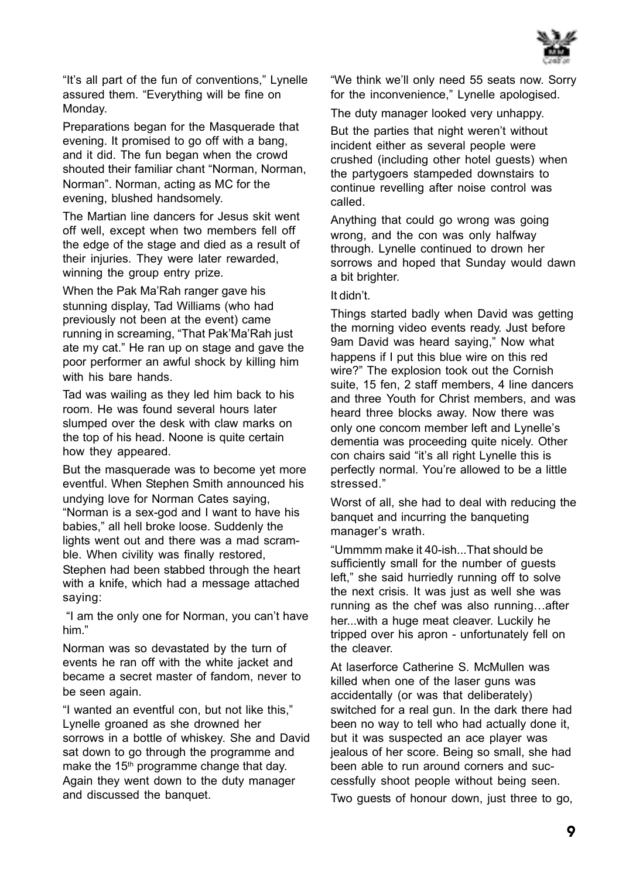"It's all part of the fun of conventions," Lynelle assured them. "Everything will be fine on Monday.

Preparations began for the Masquerade that evening. It promised to go off with a bang, and it did. The fun began when the crowd shouted their familiar chant "Norman, Norman, Norman". Norman, acting as MC for the evening, blushed handsomely.

The Martian line dancers for Jesus skit went off well, except when two members fell off the edge of the stage and died as a result of their injuries. They were later rewarded, winning the group entry prize.

When the Pak Ma'Rah ranger gave his stunning display, Tad Williams (who had previously not been at the event) came running in screaming, "That Pak'Ma'Rah just ate my cat." He ran up on stage and gave the poor performer an awful shock by killing him with his bare hands.

Tad was wailing as they led him back to his room. He was found several hours later slumped over the desk with claw marks on the top of his head. Noone is quite certain how they appeared.

But the masquerade was to become yet more eventful. When Stephen Smith announced his undying love for Norman Cates saying, "Norman is a sex-god and I want to have his babies," all hell broke loose. Suddenly the lights went out and there was a mad scramble. When civility was finally restored, Stephen had been stabbed through the heart with a knife, which had a message attached saying:

"I am the only one for Norman, you can't have him."

Norman was so devastated by the turn of events he ran off with the white jacket and became a secret master of fandom, never to be seen again.

"I wanted an eventful con, but not like this," Lynelle groaned as she drowned her sorrows in a bottle of whiskey. She and David sat down to go through the programme and make the 15th programme change that day. Again they went down to the duty manager and discussed the banquet.

"We think we'll only need 55 seats now. Sorry for the inconvenience," Lynelle apologised.

The duty manager looked very unhappy.

But the parties that night weren't without incident either as several people were crushed (including other hotel guests) when the partygoers stampeded downstairs to continue revelling after noise control was called.

Anything that could go wrong was going wrong, and the con was only halfway through. Lynelle continued to drown her sorrows and hoped that Sunday would dawn a bit brighter.

It didn't.

Things started badly when David was getting the morning video events ready. Just before 9am David was heard saying," Now what happens if I put this blue wire on this red wire?" The explosion took out the Cornish suite, 15 fen, 2 staff members, 4 line dancers and three Youth for Christ members, and was heard three blocks away. Now there was only one concom member left and Lynelle's dementia was proceeding quite nicely. Other con chairs said "it's all right Lynelle this is perfectly normal. You're allowed to be a little stressed."

Worst of all, she had to deal with reducing the banquet and incurring the banqueting manager's wrath.

"Ummmm make it 40-ish...That should be sufficiently small for the number of guests left," she said hurriedly running off to solve the next crisis. It was just as well she was running as the chef was also running…after her...with a huge meat cleaver. Luckily he tripped over his apron - unfortunately fell on the cleaver.

At laserforce Catherine S. McMullen was killed when one of the laser guns was accidentally (or was that deliberately) switched for a real gun. In the dark there had been no way to tell who had actually done it, but it was suspected an ace player was jealous of her score. Being so small, she had been able to run around corners and successfully shoot people without being seen.

Two guests of honour down, just three to go,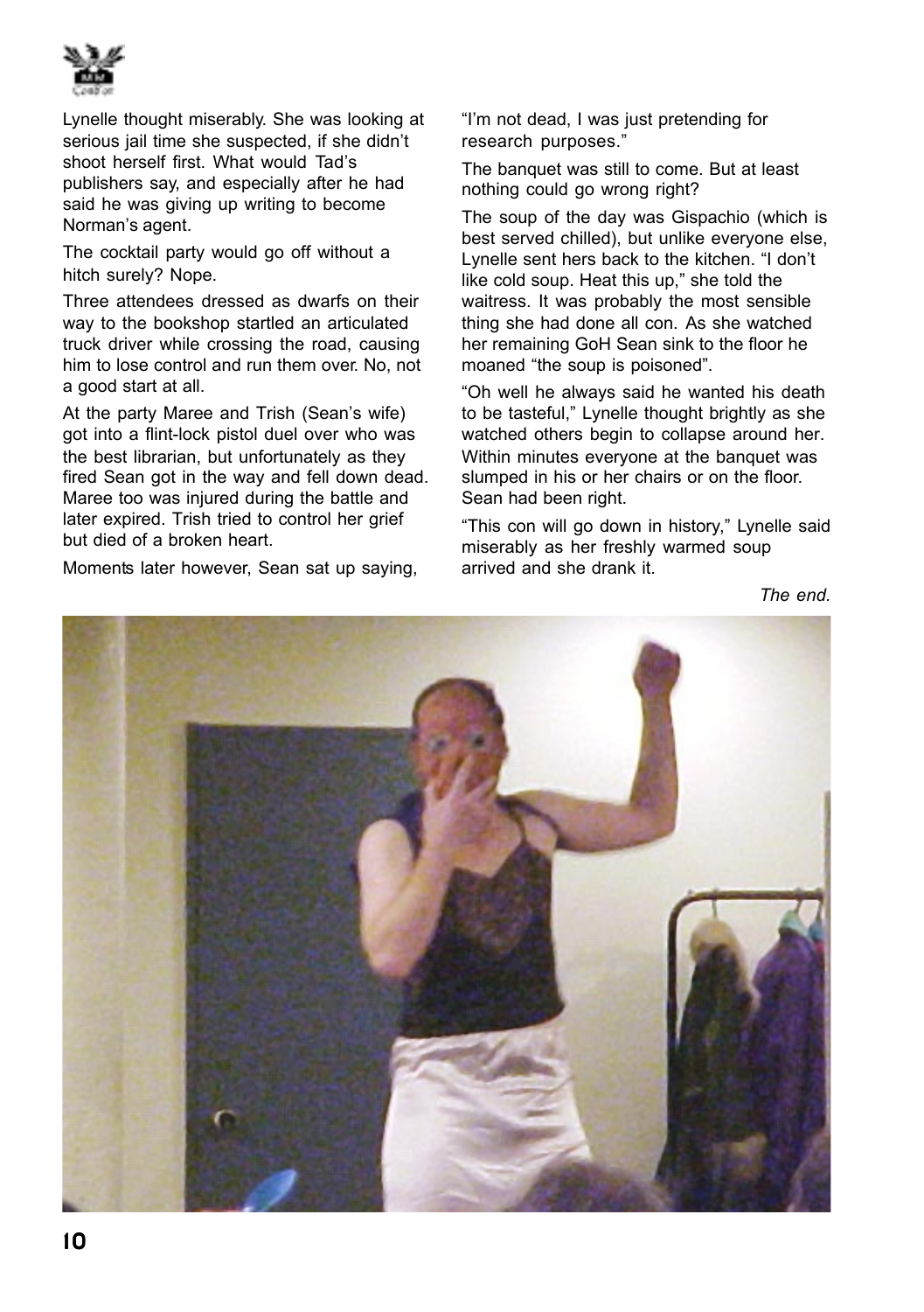Lynelle thought miserably. She was looking at serious jail time she suspected, if she didn't shoot herself first. What would Tad's publishers say, and especially after he had said he was giving up writing to become Norman's agent.

The cocktail party would go off without a hitch surely? Nope.

Three attendees dressed as dwarfs on their way to the bookshop startled an articulated truck driver while crossing the road, causing him to lose control and run them over. No, not a good start at all.

At the party Maree and Trish (Sean's wife) got into a flint-lock pistol duel over who was the best librarian, but unfortunately as they fired Sean got in the way and fell down dead. Maree too was injured during the battle and later expired. Trish tried to control her grief but died of a broken heart.

Moments later however, Sean sat up saying, "I'm not dead, I was just pretending for research purposes."

The banquet was still to come. But at least nothing could go wrong right?

The soup of the day was Gispachio (which is best served chilled), but unlike everyone else, Lynelle sent hers back to the kitchen. "I don't like cold soup. Heat this up," she told the waitress. It was probably the most sensible thing she had done all con. As she watched her remaining GoH Sean sink to the floor he moaned "the soup is poisoned".

"Oh well he always said he wanted his death to be tasteful," Lynelle thought brightly as she watched others begin to collapse around her. Within minutes everyone at the banquet was slumped in his or her chairs or on the floor. Sean had been right.

"This con will go down in history," Lynelle said miserably as her freshly warmed soup arrived and she drank it.

*The end.*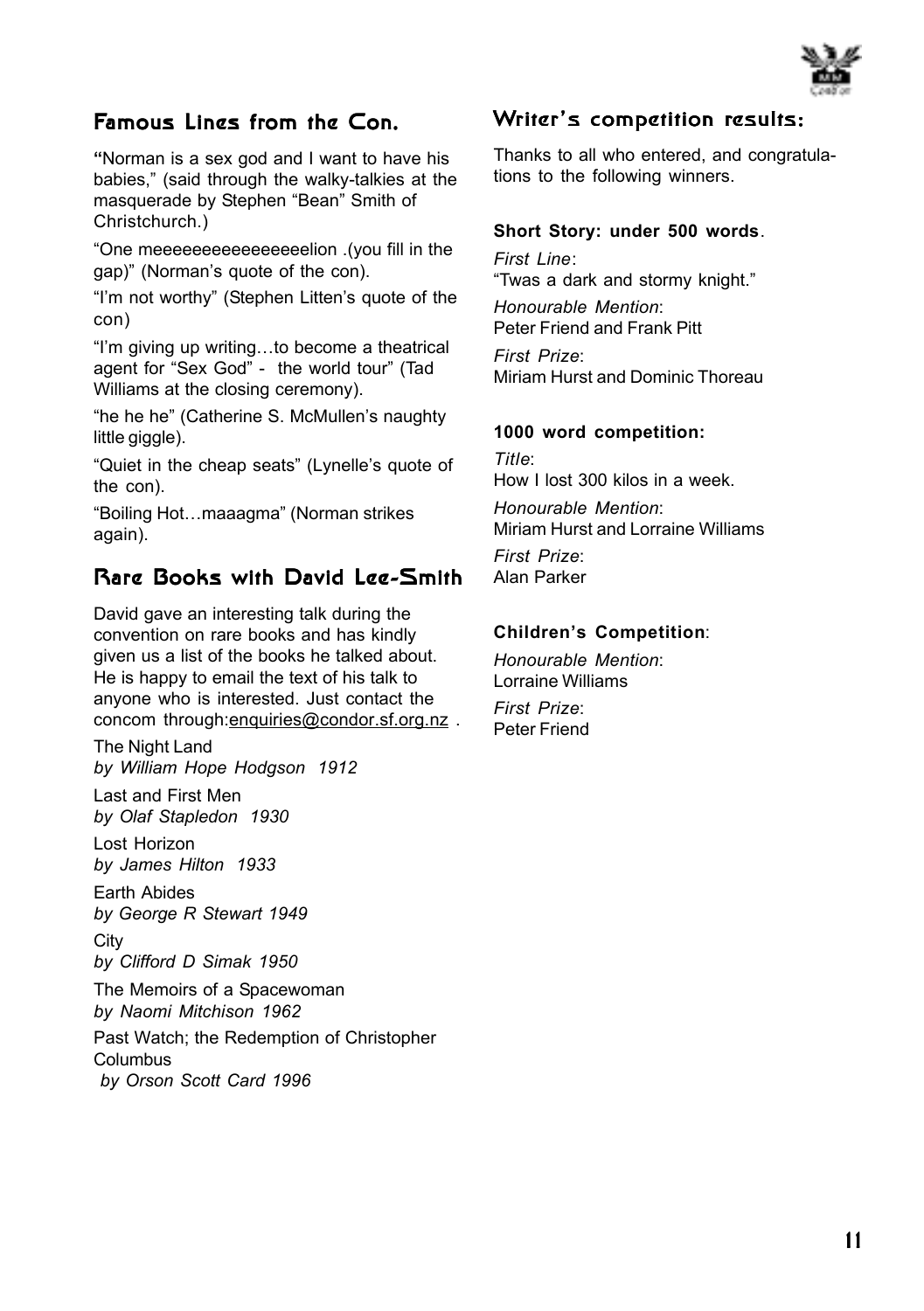## Famous Lines from the Con.

"Norman is a sex god and I want to have his babies," (said through the walky-talkies at the masquerade by Stephen "Bean" Smith of Christchurch.)

"One meeeeeeeeeeeeeeeeelion .(you fill in the gap)" (Norman's quote of the con).

"I'm not worthy" (Stephen Litten's quote of the con)

"I'm giving up writing…to become a theatrical agent for "Sex God" - the world tour" (Tad Williams at the closing ceremony).

"he he he" (Catherine S. McMullen's naughty little giggle).

"Quiet in the cheap seats" (Lynelle's quote of the con).

"Boiling Hot…maaagma" (Norman strikes again).

## Rare Books with David Lee-Smith

David gave an interesting talk during the convention on rare books and has kindly given us a list of the books he talked about. He is happy to email the text of his talk to anyone who is interested. Just contact the concom through:enquiries@condor.sf.org.nz .

The Night Land
*by William Hope Hodgson 1912*

Last and First Men
*by Olaf Stapledon 1930*

Lost Horizon
*by James Hilton 1933*

Earth Abides
*by George R Stewart 1949*

City
*by Clifford D Simak 1950*

The Memoirs of a Spacewoman
*by Naomi Mitchison 1962*

Past Watch; the Redemption of Christopher Columbus
*by Orson Scott Card 1996*

## Writer's competition results:

Thanks to all who entered, and congratulations to the following winners.

**Short Story: under 500 words**.

*First Line*:
"Twas a dark and stormy knight."

*Honourable Mention*:
Peter Friend and Frank Pitt

*First Prize*:
Miriam Hurst and Dominic Thoreau

**1000 word competition:**

*Title*:
How I lost 300 kilos in a week.

*Honourable Mention*:
Miriam Hurst and Lorraine Williams

*First Prize*:
Alan Parker

**Children's Competition**:

*Honourable Mention*:
Lorraine Williams

*First Prize*:
Peter Friend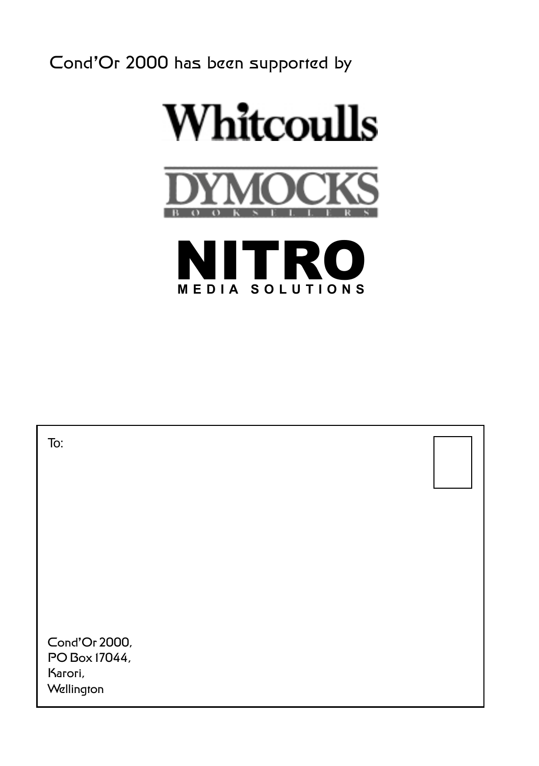Cond'Or 2000 has been supported by

Whitcoulls

DYMOCKS
BOOKSELLERS

NITRO
MEDIA SOLUTIONS

To:

Cond'Or 2000,
PO Box 17044,
Karori,
Wellington